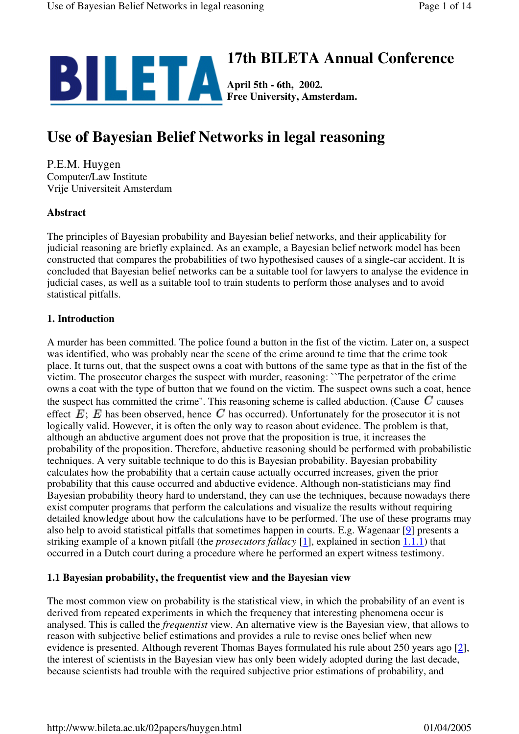# 17th BILETA Annual Conference

**April 5th - 6th, 2002.**
**Free University, Amsterdam.**

# Use of Bayesian Belief Networks in legal reasoning

P.E.M. Huygen
Computer/Law Institute
Vrije Universiteit Amsterdam

### Abstract

The principles of Bayesian probability and Bayesian belief networks, and their applicability for judicial reasoning are briefly explained. As an example, a Bayesian belief network model has been constructed that compares the probabilities of two hypothesised causes of a single-car accident. It is concluded that Bayesian belief networks can be a suitable tool for lawyers to analyse the evidence in judicial cases, as well as a suitable tool to train students to perform those analyses and to avoid statistical pitfalls.

## 1. Introduction

A murder has been committed. The police found a button in the fist of the victim. Later on, a suspect was identified, who was probably near the scene of the crime around te time that the crime took place. It turns out, that the suspect owns a coat with buttons of the same type as that in the fist of the victim. The prosecutor charges the suspect with murder, reasoning: ``The perpetrator of the crime owns a coat with the type of button that we found on the victim. The suspect owns such a coat, hence the suspect has committed the crime". This reasoning scheme is called abduction. (Cause $C$ causes effect $E$; $E$ has been observed, hence $C$ has occurred). Unfortunately for the prosecutor it is not logically valid. However, it is often the only way to reason about evidence. The problem is that, although an abductive argument does not prove that the proposition is true, it increases the probability of the proposition. Therefore, abductive reasoning should be performed with probabilistic techniques. A very suitable technique to do this is Bayesian probability. Bayesian probability calculates how the probability that a certain cause actually occurred increases, given the prior probability that this cause occurred and abductive evidence. Although non-statisticians may find Bayesian probability theory hard to understand, they can use the techniques, because nowadays there exist computer programs that perform the calculations and visualize the results without requiring detailed knowledge about how the calculations have to be performed. The use of these programs may also help to avoid statistical pitfalls that sometimes happen in courts. E.g. Wagenaar [9] presents a striking example of a known pitfall (the *prosecutors fallacy* [1], explained in section 1.1.1) that occurred in a Dutch court during a procedure where he performed an expert witness testimony.

### 1.1 Bayesian probability, the frequentist view and the Bayesian view

The most common view on probability is the statistical view, in which the probability of an event is derived from repeated experiments in which the frequency that interesting phenomena occur is analysed. This is called the *frequentist* view. An alternative view is the Bayesian view, that allows to reason with subjective belief estimations and provides a rule to revise ones belief when new evidence is presented. Although reverent Thomas Bayes formulated his rule about 250 years ago [2], the interest of scientists in the Bayesian view has only been widely adopted during the last decade, because scientists had trouble with the required subjective prior estimations of probability, and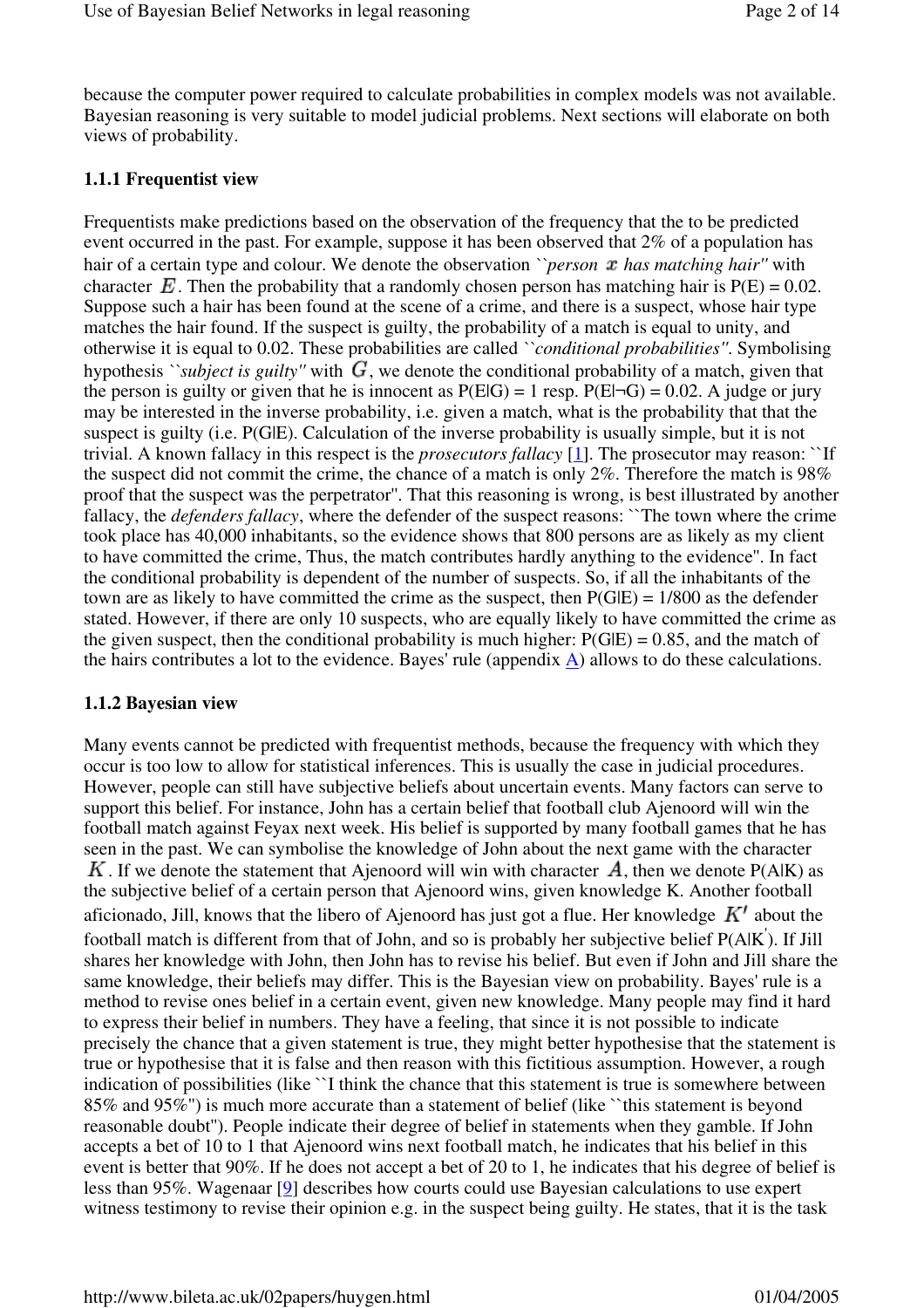because the computer power required to calculate probabilities in complex models was not available. Bayesian reasoning is very suitable to model judicial problems. Next sections will elaborate on both views of probability.

### 1.1.1 Frequentist view

Frequentists make predictions based on the observation of the frequency that the to be predicted event occurred in the past. For example, suppose it has been observed that 2% of a population has hair of a certain type and colour. We denote the observation ``*person $x$ has matching hair''* with character $E$. Then the probability that a randomly chosen person has matching hair is P(E) = 0.02. Suppose such a hair has been found at the scene of a crime, and there is a suspect, whose hair type matches the hair found. If the suspect is guilty, the probability of a match is equal to unity, and otherwise it is equal to 0.02. These probabilities are called ``*conditional probabilities''*. Symbolising hypothesis ``*subject is guilty''* with $G$, we denote the conditional probability of a match, given that the person is guilty or given that he is innocent as P(E|G) = 1 resp. P(E|¬G) = 0.02. A judge or jury may be interested in the inverse probability, i.e. given a match, what is the probability that that the suspect is guilty (i.e. P(G|E). Calculation of the inverse probability is usually simple, but it is not trivial. A known fallacy in this respect is the *prosecutors fallacy* [1]. The prosecutor may reason: ``If the suspect did not commit the crime, the chance of a match is only 2%. Therefore the match is 98% proof that the suspect was the perpetrator''. That this reasoning is wrong, is best illustrated by another fallacy, the *defenders fallacy*, where the defender of the suspect reasons: ``The town where the crime took place has 40,000 inhabitants, so the evidence shows that 800 persons are as likely as my client to have committed the crime, Thus, the match contributes hardly anything to the evidence''. In fact the conditional probability is dependent of the number of suspects. So, if all the inhabitants of the town are as likely to have committed the crime as the suspect, then P(G|E) = 1/800 as the defender stated. However, if there are only 10 suspects, who are equally likely to have committed the crime as the given suspect, then the conditional probability is much higher: P(G|E) = 0.85, and the match of the hairs contributes a lot to the evidence. Bayes' rule (appendix A) allows to do these calculations.

### 1.1.2 Bayesian view

Many events cannot be predicted with frequentist methods, because the frequency with which they occur is too low to allow for statistical inferences. This is usually the case in judicial procedures. However, people can still have subjective beliefs about uncertain events. Many factors can serve to support this belief. For instance, John has a certain belief that football club Ajenoord will win the football match against Feyax next week. His belief is supported by many football games that he has seen in the past. We can symbolise the knowledge of John about the next game with the character $K$. If we denote the statement that Ajenoord will win with character $A$, then we denote P(A|K) as the subjective belief of a certain person that Ajenoord wins, given knowledge K. Another football aficionado, Jill, knows that the libero of Ajenoord has just got a flue. Her knowledge $K'$ about the football match is different from that of John, and so is probably her subjective belief P(A|K'). If Jill shares her knowledge with John, then John has to revise his belief. But even if John and Jill share the same knowledge, their beliefs may differ. This is the Bayesian view on probability. Bayes' rule is a method to revise ones belief in a certain event, given new knowledge. Many people may find it hard to express their belief in numbers. They have a feeling, that since it is not possible to indicate precisely the chance that a given statement is true, they might better hypothesise that the statement is true or hypothesise that it is false and then reason with this fictitious assumption. However, a rough indication of possibilities (like ``I think the chance that this statement is true is somewhere between 85% and 95%'') is much more accurate than a statement of belief (like ``this statement is beyond reasonable doubt''). People indicate their degree of belief in statements when they gamble. If John accepts a bet of 10 to 1 that Ajenoord wins next football match, he indicates that his belief in this event is better that 90%. If he does not accept a bet of 20 to 1, he indicates that his degree of belief is less than 95%. Wagenaar [9] describes how courts could use Bayesian calculations to use expert witness testimony to revise their opinion e.g. in the suspect being guilty. He states, that it is the task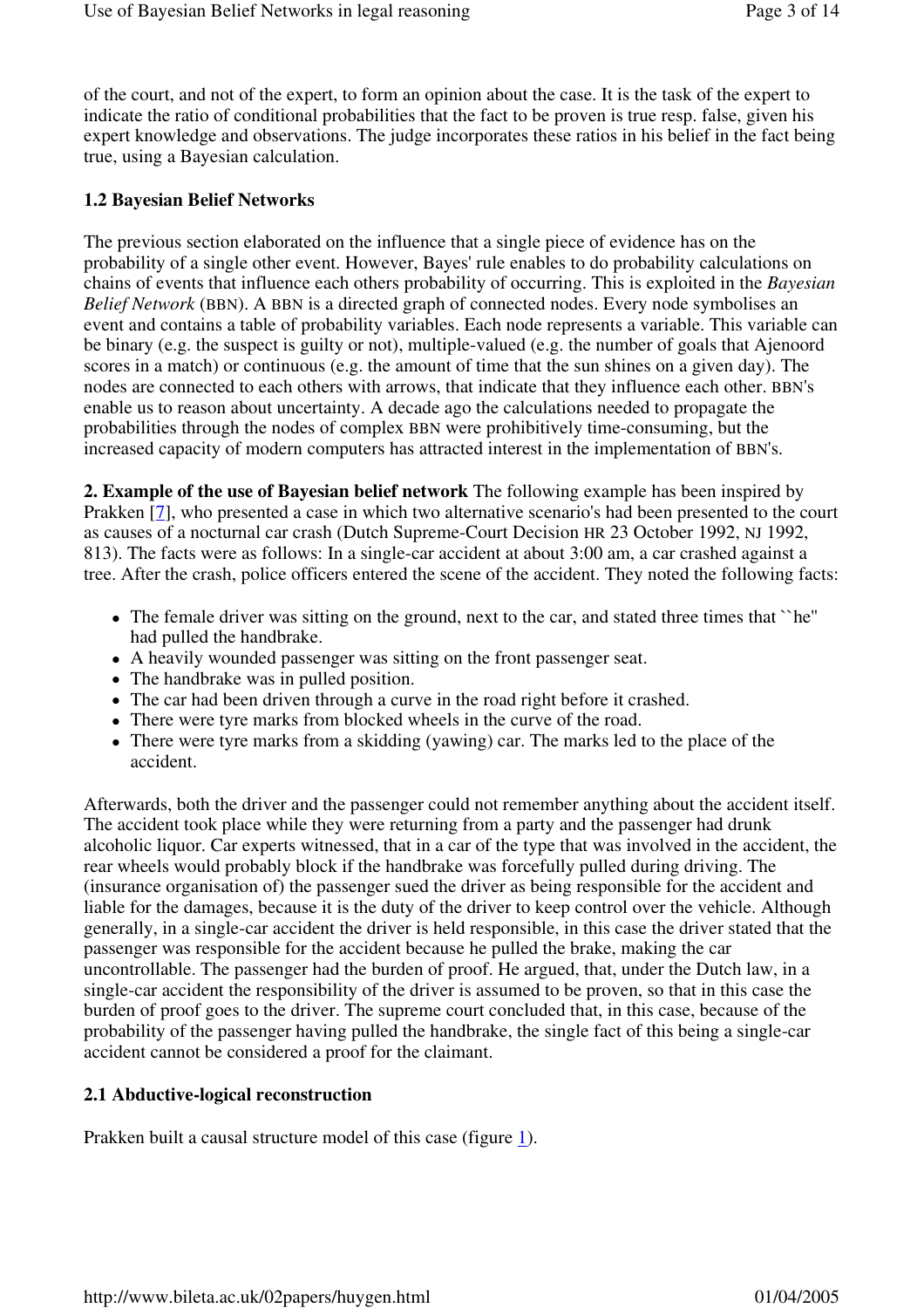of the court, and not of the expert, to form an opinion about the case. It is the task of the expert to indicate the ratio of conditional probabilities that the fact to be proven is true resp. false, given his expert knowledge and observations. The judge incorporates these ratios in his belief in the fact being true, using a Bayesian calculation.

### 1.2 Bayesian Belief Networks

The previous section elaborated on the influence that a single piece of evidence has on the probability of a single other event. However, Bayes' rule enables to do probability calculations on chains of events that influence each others probability of occurring. This is exploited in the *Bayesian Belief Network* (BBN). A BBN is a directed graph of connected nodes. Every node symbolises an event and contains a table of probability variables. Each node represents a variable. This variable can be binary (e.g. the suspect is guilty or not), multiple-valued (e.g. the number of goals that Ajenoord scores in a match) or continuous (e.g. the amount of time that the sun shines on a given day). The nodes are connected to each others with arrows, that indicate that they influence each other. BBN's enable us to reason about uncertainty. A decade ago the calculations needed to propagate the probabilities through the nodes of complex BBN were prohibitively time-consuming, but the increased capacity of modern computers has attracted interest in the implementation of BBN's.

**2. Example of the use of Bayesian belief network** The following example has been inspired by Prakken [7], who presented a case in which two alternative scenario's had been presented to the court as causes of a nocturnal car crash (Dutch Supreme-Court Decision HR 23 October 1992, NJ 1992, 813). The facts were as follows: In a single-car accident at about 3:00 am, a car crashed against a tree. After the crash, police officers entered the scene of the accident. They noted the following facts:

- The female driver was sitting on the ground, next to the car, and stated three times that ``he'' had pulled the handbrake.
- A heavily wounded passenger was sitting on the front passenger seat.
- The handbrake was in pulled position.
- The car had been driven through a curve in the road right before it crashed.
- There were tyre marks from blocked wheels in the curve of the road.
- There were tyre marks from a skidding (yawing) car. The marks led to the place of the accident.

Afterwards, both the driver and the passenger could not remember anything about the accident itself. The accident took place while they were returning from a party and the passenger had drunk alcoholic liquor. Car experts witnessed, that in a car of the type that was involved in the accident, the rear wheels would probably block if the handbrake was forcefully pulled during driving. The (insurance organisation of) the passenger sued the driver as being responsible for the accident and liable for the damages, because it is the duty of the driver to keep control over the vehicle. Although generally, in a single-car accident the driver is held responsible, in this case the driver stated that the passenger was responsible for the accident because he pulled the brake, making the car uncontrollable. The passenger had the burden of proof. He argued, that, under the Dutch law, in a single-car accident the responsibility of the driver is assumed to be proven, so that in this case the burden of proof goes to the driver. The supreme court concluded that, in this case, because of the probability of the passenger having pulled the handbrake, the single fact of this being a single-car accident cannot be considered a proof for the claimant.

### 2.1 Abductive-logical reconstruction

Prakken built a causal structure model of this case (figure 1).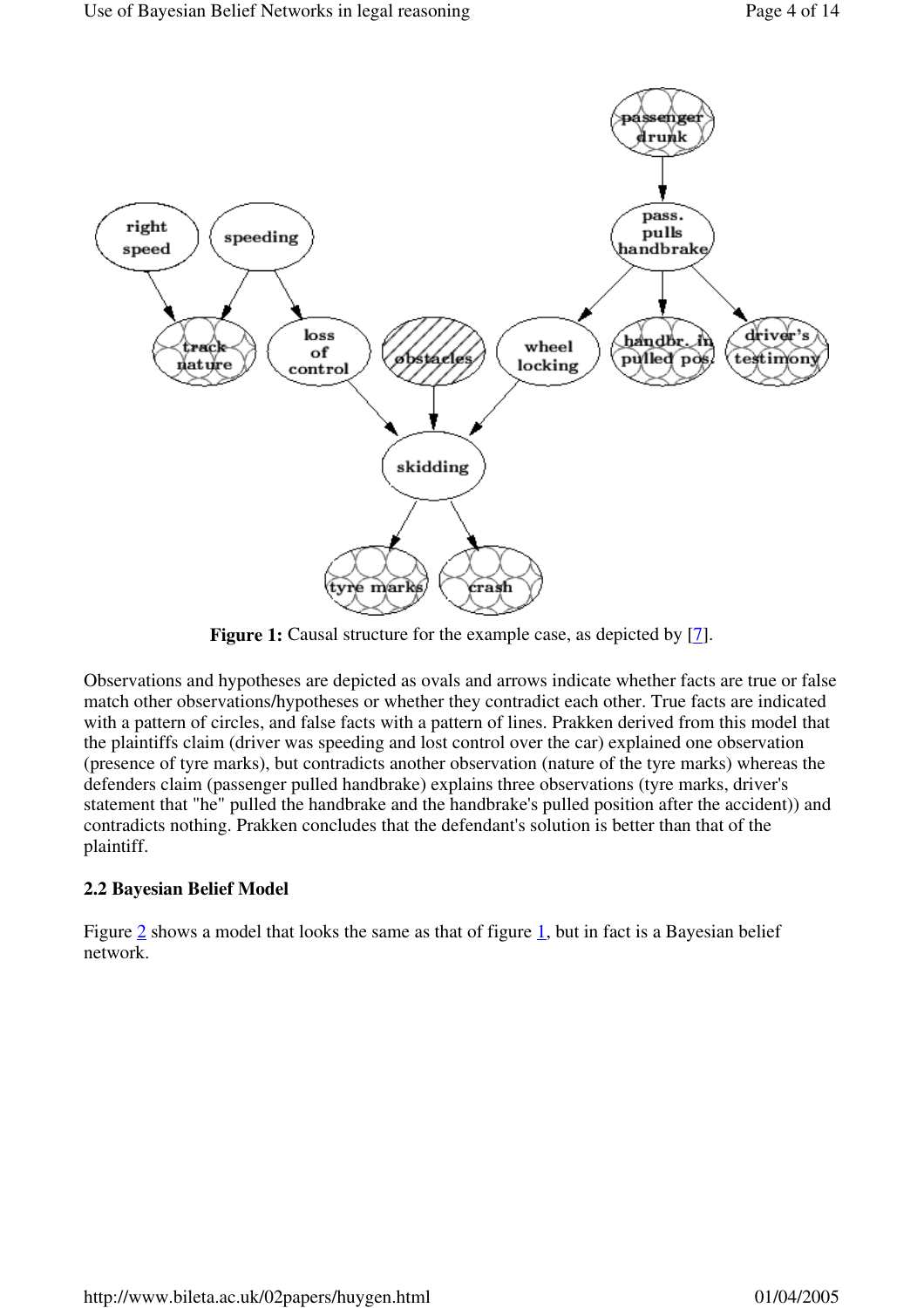**Figure 1:** Causal structure for the example case, as depicted by [7].

Observations and hypotheses are depicted as ovals and arrows indicate whether facts are true or false match other observations/hypotheses or whether they contradict each other. True facts are indicated with a pattern of circles, and false facts with a pattern of lines. Prakken derived from this model that the plaintiffs claim (driver was speeding and lost control over the car) explained one observation (presence of tyre marks), but contradicts another observation (nature of the tyre marks) whereas the defenders claim (passenger pulled handbrake) explains three observations (tyre marks, driver's statement that "he" pulled the handbrake and the handbrake's pulled position after the accident)) and contradicts nothing. Prakken concludes that the defendant's solution is better than that of the plaintiff.

### 2.2 Bayesian Belief Model

Figure 2 shows a model that looks the same as that of figure 1, but in fact is a Bayesian belief network.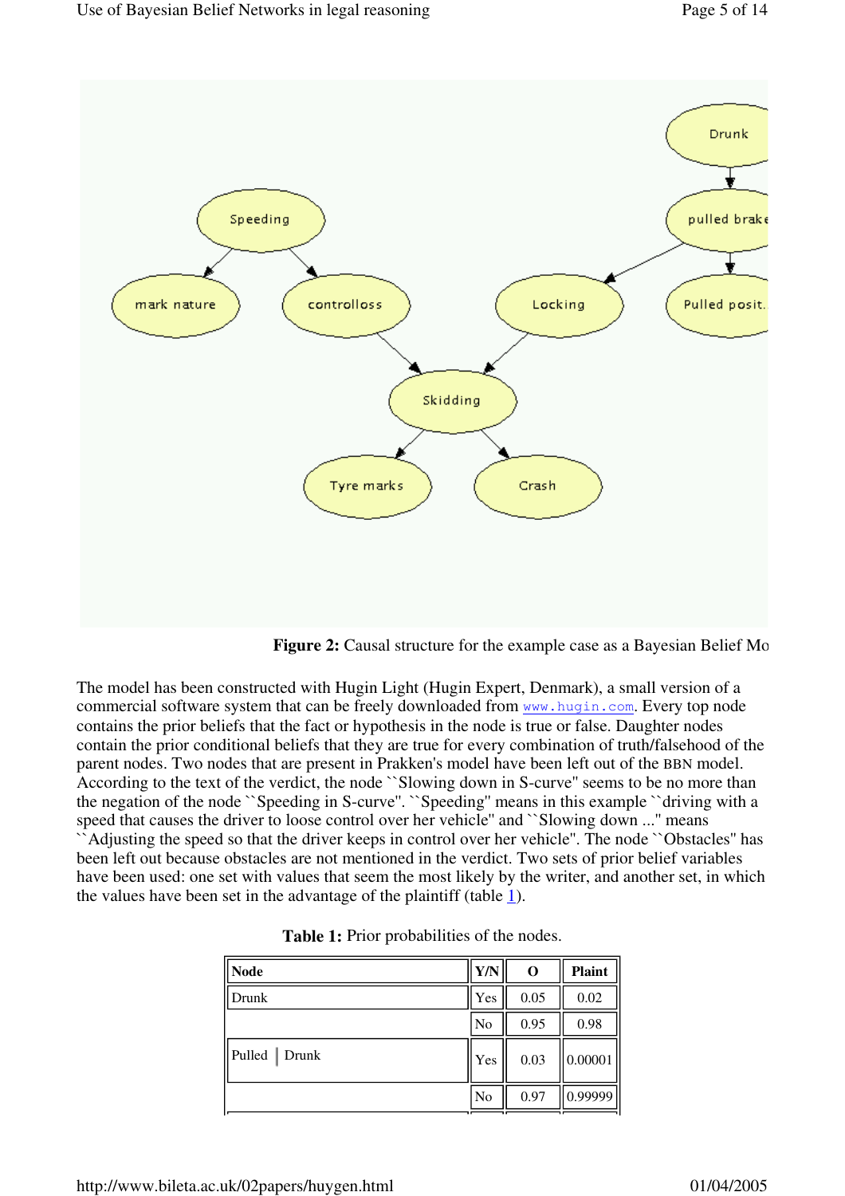**Figure 2:** Causal structure for the example case as a Bayesian Belief Mo

The model has been constructed with Hugin Light (Hugin Expert, Denmark), a small version of a commercial software system that can be freely downloaded from www.hugin.com. Every top node contains the prior beliefs that the fact or hypothesis in the node is true or false. Daughter nodes contain the prior conditional beliefs that they are true for every combination of truth/falsehood of the parent nodes. Two nodes that are present in Prakken's model have been left out of the BBN model. According to the text of the verdict, the node ``Slowing down in S-curve'' seems to be no more than the negation of the node ``Speeding in S-curve''. ``Speeding'' means in this example ``driving with a speed that causes the driver to loose control over her vehicle'' and ``Slowing down ...'' means ``Adjusting the speed so that the driver keeps in control over her vehicle''. The node ``Obstacles'' has been left out because obstacles are not mentioned in the verdict. Two sets of prior belief variables have been used: one set with values that seem the most likely by the writer, and another set, in which the values have been set in the advantage of the plaintiff (table 1).

**Table 1:** Prior probabilities of the nodes.

| Node | Y/N | O | Plaint |
|---|---|---|---|
| Drunk | Yes | 0.05 | 0.02 |
| | No | 0.95 | 0.98 |
| Pulled \| Drunk | Yes | 0.03 | 0.00001 |
| | No | 0.97 | 0.99999 |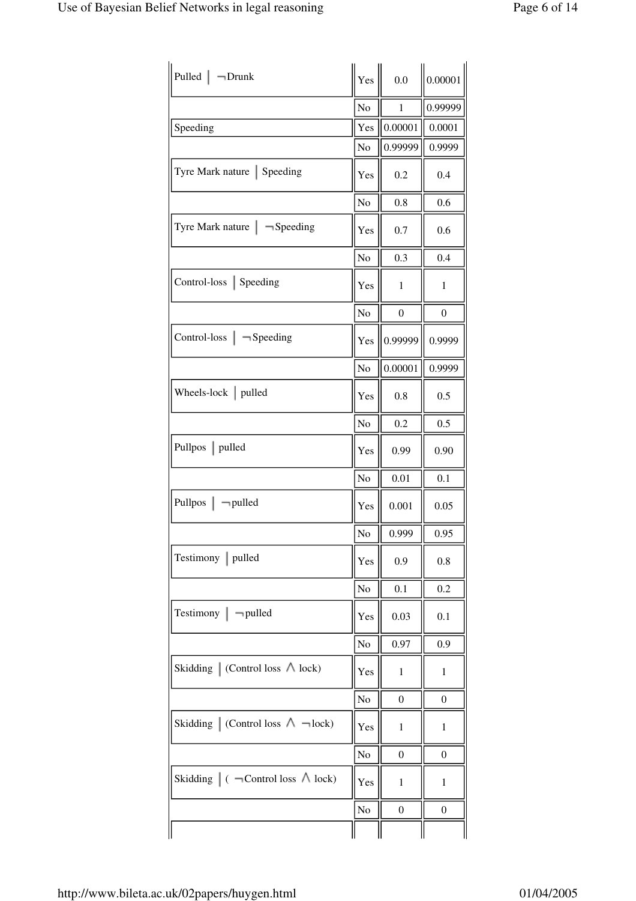| | | | |
|---|---|---|---|
| Pulled │ ¬Drunk | Yes | 0.0 | 0.00001 |
| | No | 1 | 0.99999 |
| Speeding | Yes | 0.00001 | 0.0001 |
| | No | 0.99999 | 0.9999 |
| Tyre Mark nature │ Speeding | Yes | 0.2 | 0.4 |
| | No | 0.8 | 0.6 |
| Tyre Mark nature │ ¬Speeding | Yes | 0.7 | 0.6 |
| | No | 0.3 | 0.4 |
| Control-loss │ Speeding | Yes | 1 | 1 |
| | No | 0 | 0 |
| Control-loss │ ¬Speeding | Yes | 0.99999 | 0.9999 |
| | No | 0.00001 | 0.9999 |
| Wheels-lock │ pulled | Yes | 0.8 | 0.5 |
| | No | 0.2 | 0.5 |
| Pullpos │ pulled | Yes | 0.99 | 0.90 |
| | No | 0.01 | 0.1 |
| Pullpos │ ¬pulled | Yes | 0.001 | 0.05 |
| | No | 0.999 | 0.95 |
| Testimony │ pulled | Yes | 0.9 | 0.8 |
| | No | 0.1 | 0.2 |
| Testimony │ ¬pulled | Yes | 0.03 | 0.1 |
| | No | 0.97 | 0.9 |
| Skidding │ (Control loss ∧ lock) | Yes | 1 | 1 |
| | No | 0 | 0 |
| Skidding │ (Control loss ∧ ¬lock) | Yes | 1 | 1 |
| | No | 0 | 0 |
| Skidding │ ( ¬Control loss ∧ lock) | Yes | 1 | 1 |
| | No | 0 | 0 |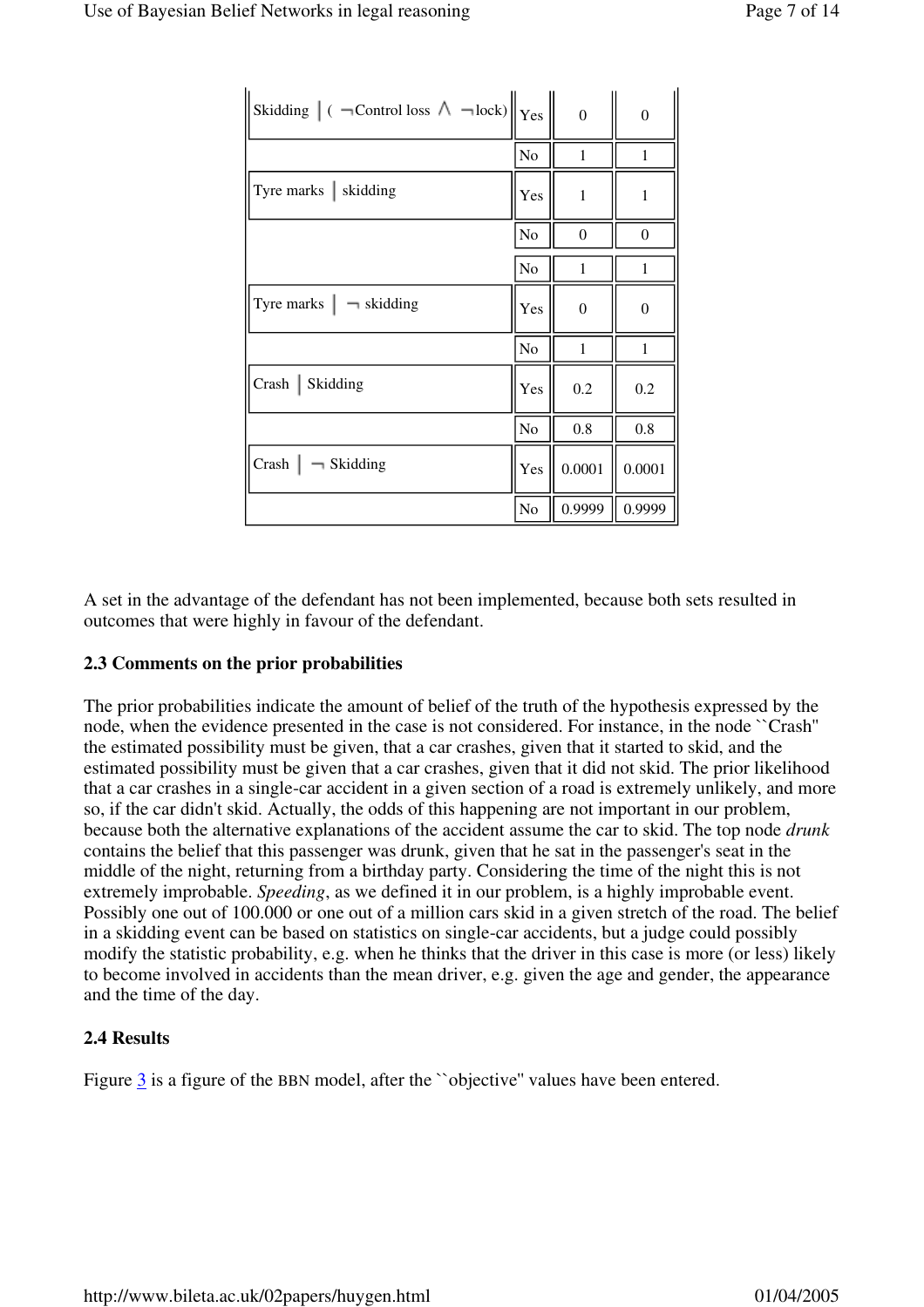| | | | |
|---|---|---|---|
| Skidding │ ( ¬Control loss ∧ ¬lock) | Yes | 0 | 0 |
| | No | 1 | 1 |
| Tyre marks │ skidding | Yes | 1 | 1 |
| | No | 0 | 0 |
| | No | 1 | 1 |
| Tyre marks │ ¬ skidding | Yes | 0 | 0 |
| | No | 1 | 1 |
| Crash │ Skidding | Yes | 0.2 | 0.2 |
| | No | 0.8 | 0.8 |
| Crash │ ¬ Skidding | Yes | 0.0001 | 0.0001 |
| | No | 0.9999 | 0.9999 |

A set in the advantage of the defendant has not been implemented, because both sets resulted in outcomes that were highly in favour of the defendant.

### 2.3 Comments on the prior probabilities

The prior probabilities indicate the amount of belief of the truth of the hypothesis expressed by the node, when the evidence presented in the case is not considered. For instance, in the node ``Crash'' the estimated possibility must be given, that a car crashes, given that it started to skid, and the estimated possibility must be given that a car crashes, given that it did not skid. The prior likelihood that a car crashes in a single-car accident in a given section of a road is extremely unlikely, and more so, if the car didn't skid. Actually, the odds of this happening are not important in our problem, because both the alternative explanations of the accident assume the car to skid. The top node *drunk* contains the belief that this passenger was drunk, given that he sat in the passenger's seat in the middle of the night, returning from a birthday party. Considering the time of the night this is not extremely improbable. *Speeding*, as we defined it in our problem, is a highly improbable event. Possibly one out of 100.000 or one out of a million cars skid in a given stretch of the road. The belief in a skidding event can be based on statistics on single-car accidents, but a judge could possibly modify the statistic probability, e.g. when he thinks that the driver in this case is more (or less) likely to become involved in accidents than the mean driver, e.g. given the age and gender, the appearance and the time of the day.

### 2.4 Results

Figure 3 is a figure of the BBN model, after the ``objective'' values have been entered.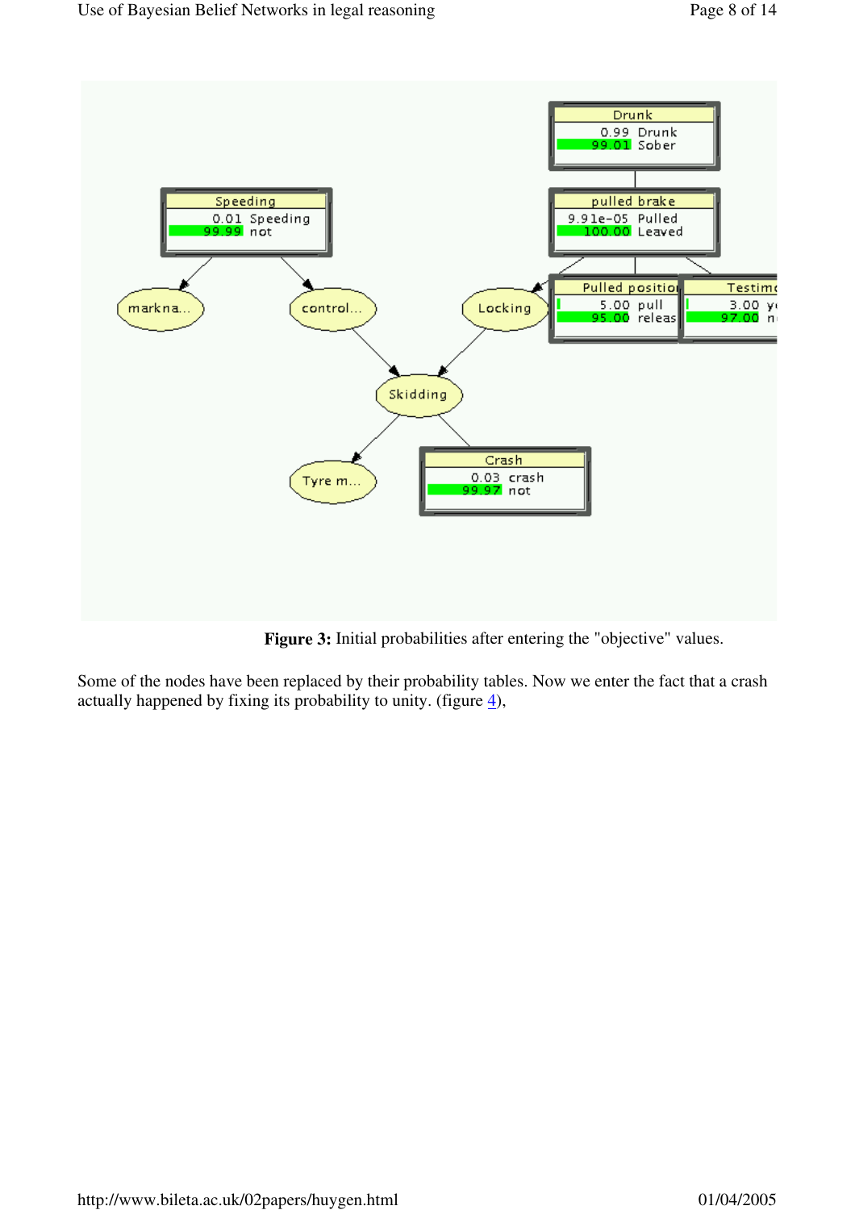**Figure 3:** Initial probabilities after entering the "objective" values.

Some of the nodes have been replaced by their probability tables. Now we enter the fact that a crash actually happened by fixing its probability to unity. (figure 4),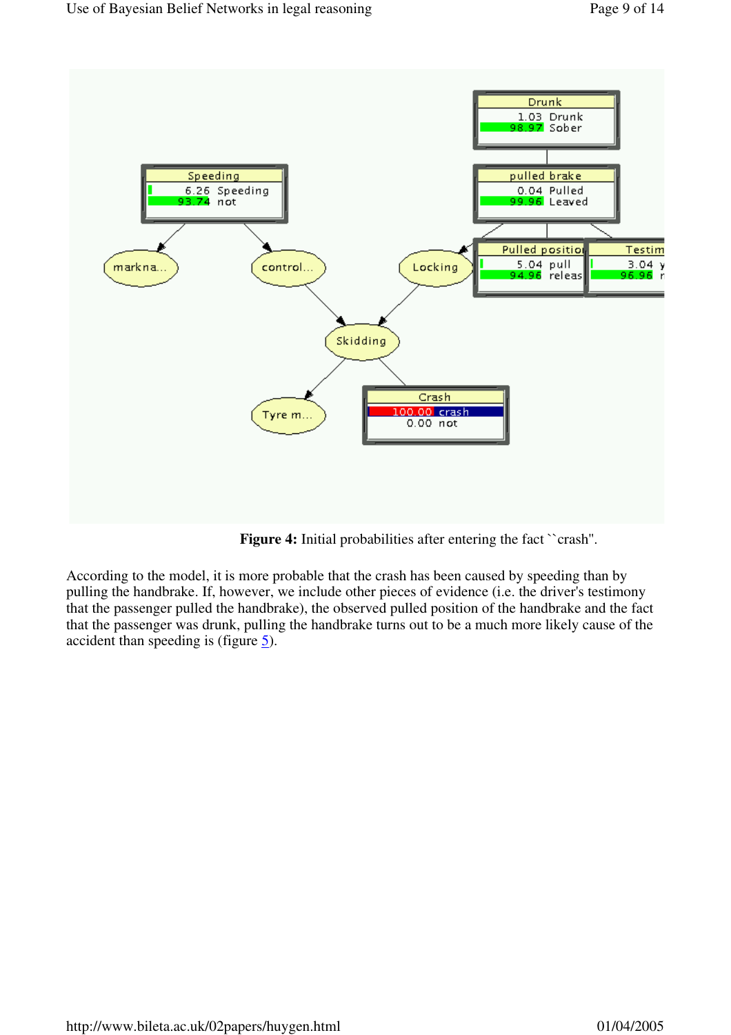**Figure 4:** Initial probabilities after entering the fact ``crash".

According to the model, it is more probable that the crash has been caused by speeding than by pulling the handbrake. If, however, we include other pieces of evidence (i.e. the driver's testimony that the passenger pulled the handbrake), the observed pulled position of the handbrake and the fact that the passenger was drunk, pulling the handbrake turns out to be a much more likely cause of the accident than speeding is (figure 5).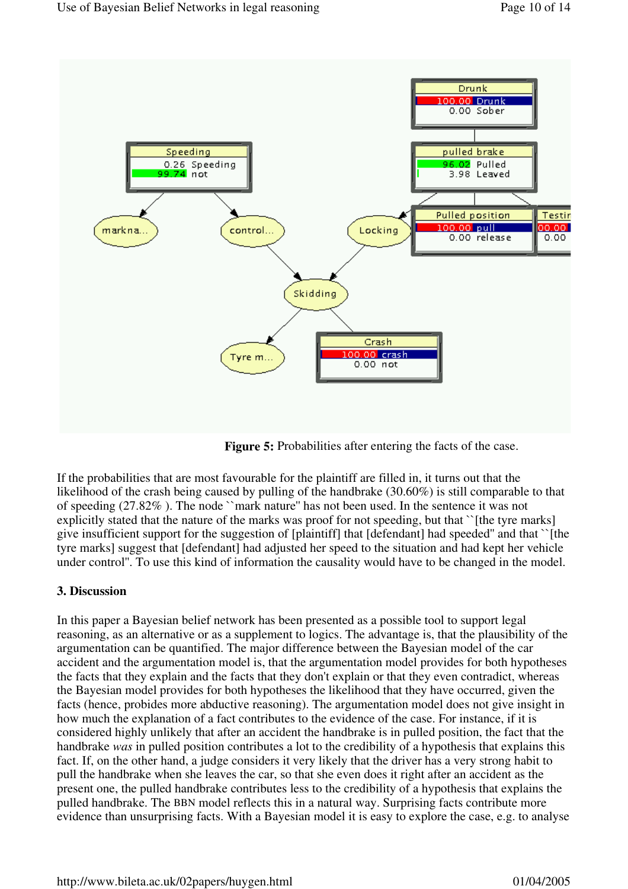**Figure 5:** Probabilities after entering the facts of the case.

If the probabilities that are most favourable for the plaintiff are filled in, it turns out that the likelihood of the crash being caused by pulling of the handbrake (30.60%) is still comparable to that of speeding (27.82% ). The node ``mark nature'' has not been used. In the sentence it was not explicitly stated that the nature of the marks was proof for not speeding, but that ``[the tyre marks] give insufficient support for the suggestion of [plaintiff] that [defendant] had speeded'' and that ``[the tyre marks] suggest that [defendant] had adjusted her speed to the situation and had kept her vehicle under control''. To use this kind of information the causality would have to be changed in the model.

## 3. Discussion

In this paper a Bayesian belief network has been presented as a possible tool to support legal reasoning, as an alternative or as a supplement to logics. The advantage is, that the plausibility of the argumentation can be quantified. The major difference between the Bayesian model of the car accident and the argumentation model is, that the argumentation model provides for both hypotheses the facts that they explain and the facts that they don't explain or that they even contradict, whereas the Bayesian model provides for both hypotheses the likelihood that they have occurred, given the facts (hence, probides more abductive reasoning). The argumentation model does not give insight in how much the explanation of a fact contributes to the evidence of the case. For instance, if it is considered highly unlikely that after an accident the handbrake is in pulled position, the fact that the handbrake *was* in pulled position contributes a lot to the credibility of a hypothesis that explains this fact. If, on the other hand, a judge considers it very likely that the driver has a very strong habit to pull the handbrake when she leaves the car, so that she even does it right after an accident as the present one, the pulled handbrake contributes less to the credibility of a hypothesis that explains the pulled handbrake. The BBN model reflects this in a natural way. Surprising facts contribute more evidence than unsurprising facts. With a Bayesian model it is easy to explore the case, e.g. to analyse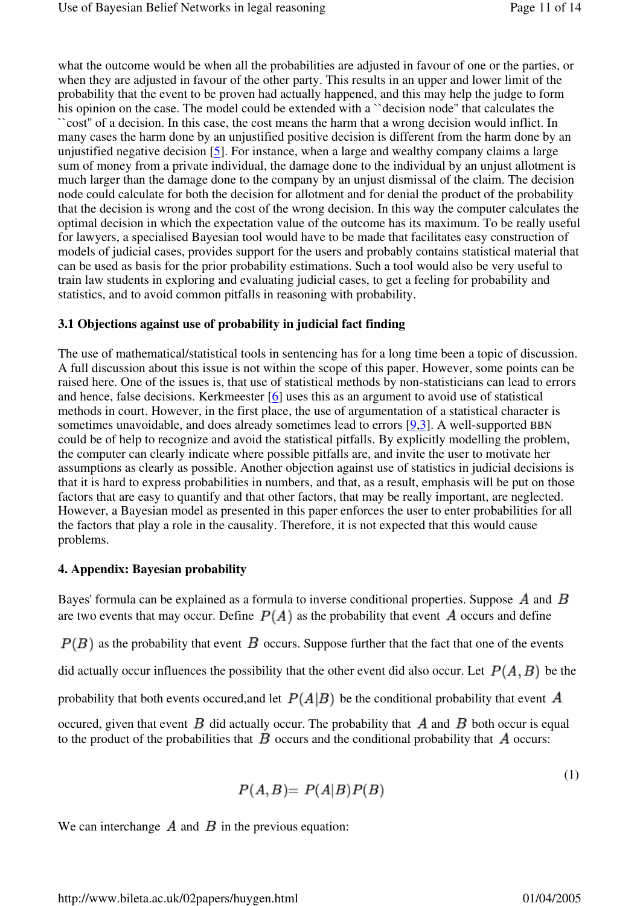what the outcome would be when all the probabilities are adjusted in favour of one or the parties, or when they are adjusted in favour of the other party. This results in an upper and lower limit of the probability that the event to be proven had actually happened, and this may help the judge to form his opinion on the case. The model could be extended with a ``decision node'' that calculates the ``cost'' of a decision. In this case, the cost means the harm that a wrong decision would inflict. In many cases the harm done by an unjustified positive decision is different from the harm done by an unjustified negative decision [5]. For instance, when a large and wealthy company claims a large sum of money from a private individual, the damage done to the individual by an unjust allotment is much larger than the damage done to the company by an unjust dismissal of the claim. The decision node could calculate for both the decision for allotment and for denial the product of the probability that the decision is wrong and the cost of the wrong decision. In this way the computer calculates the optimal decision in which the expectation value of the outcome has its maximum. To be really useful for lawyers, a specialised Bayesian tool would have to be made that facilitates easy construction of models of judicial cases, provides support for the users and probably contains statistical material that can be used as basis for the prior probability estimations. Such a tool would also be very useful to train law students in exploring and evaluating judicial cases, to get a feeling for probability and statistics, and to avoid common pitfalls in reasoning with probability.

### 3.1 Objections against use of probability in judicial fact finding

The use of mathematical/statistical tools in sentencing has for a long time been a topic of discussion. A full discussion about this issue is not within the scope of this paper. However, some points can be raised here. One of the issues is, that use of statistical methods by non-statisticians can lead to errors and hence, false decisions. Kerkmeester [6] uses this as an argument to avoid use of statistical methods in court. However, in the first place, the use of argumentation of a statistical character is sometimes unavoidable, and does already sometimes lead to errors [9,3]. A well-supported BBN could be of help to recognize and avoid the statistical pitfalls. By explicitly modelling the problem, the computer can clearly indicate where possible pitfalls are, and invite the user to motivate her assumptions as clearly as possible. Another objection against use of statistics in judicial decisions is that it is hard to express probabilities in numbers, and that, as a result, emphasis will be put on those factors that are easy to quantify and that other factors, that may be really important, are neglected. However, a Bayesian model as presented in this paper enforces the user to enter probabilities for all the factors that play a role in the causality. Therefore, it is not expected that this would cause problems.

## 4. Appendix: Bayesian probability

Bayes' formula can be explained as a formula to inverse conditional properties. Suppose $A$ and $B$ are two events that may occur. Define $P(A)$ as the probability that event $A$ occurs and define $P(B)$ as the probability that event $B$ occurs. Suppose further that the fact that one of the events did actually occur influences the possibility that the other event did also occur. Let $P(A,B)$ be the probability that both events occured,and let $P(A|B)$ be the conditional probability that event $A$ occured, given that event $B$ did actually occur. The probability that $A$ and $B$ both occur is equal to the product of the probabilities that $B$ occurs and the conditional probability that $A$ occurs:

$$P(A,B)= P(A|B)P(B) \tag{1}$$

We can interchange $A$ and $B$ in the previous equation: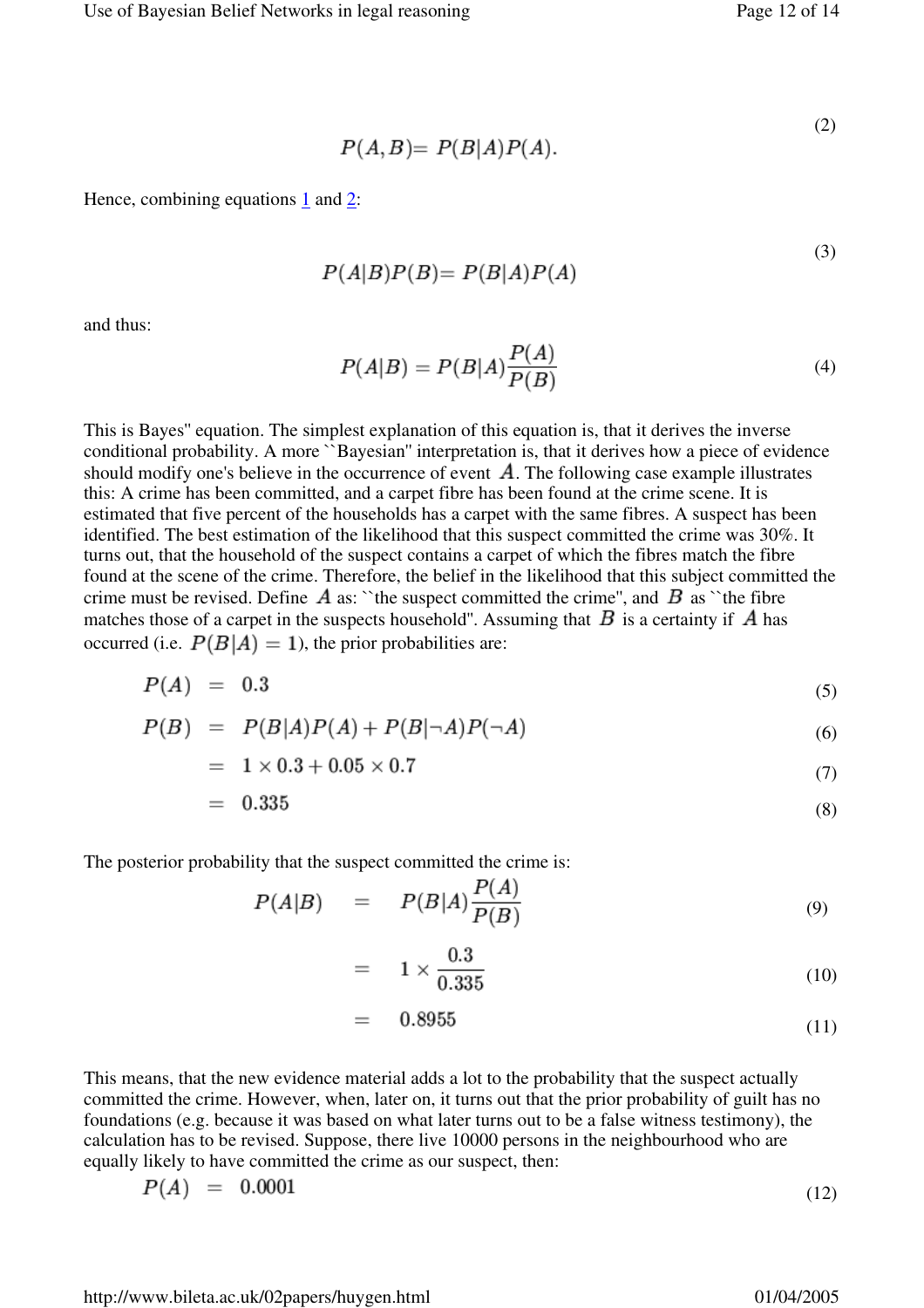$$P(A,B) = P(B|A)P(A). \tag{2}$$

Hence, combining equations 1 and 2:

$$P(A|B)P(B) = P(B|A)P(A) \tag{3}$$

and thus:

$$P(A|B) = P(B|A)\frac{P(A)}{P(B)} \tag{4}$$

This is Bayes'' equation. The simplest explanation of this equation is, that it derives the inverse conditional probability. A more ``Bayesian'' interpretation is, that it derives how a piece of evidence should modify one's believe in the occurrence of event $A$. The following case example illustrates this: A crime has been committed, and a carpet fibre has been found at the crime scene. It is estimated that five percent of the households has a carpet with the same fibres. A suspect has been identified. The best estimation of the likelihood that this suspect committed the crime was 30%. It turns out, that the household of the suspect contains a carpet of which the fibres match the fibre found at the scene of the crime. Therefore, the belief in the likelihood that this subject committed the crime must be revised. Define $A$ as: ``the suspect committed the crime'', and $B$ as ``the fibre matches those of a carpet in the suspects household''. Assuming that $B$ is a certainty if $A$ has occurred (i.e. $P(B|A) = 1$), the prior probabilities are:

$$P(A) = 0.3 \tag{5}$$

$$P(B) = P(B|A)P(A) + P(B|\neg A)P(\neg A) \tag{6}$$

$$= 1 \times 0.3 + 0.05 \times 0.7 \tag{7}$$

$$= 0.335 \tag{8}$$

The posterior probability that the suspect committed the crime is:

$$P(A|B) = P(B|A)\frac{P(A)}{P(B)} \tag{9}$$

$$= 1 \times \frac{0.3}{0.335} \tag{10}$$

$$= 0.8955 \tag{11}$$

This means, that the new evidence material adds a lot to the probability that the suspect actually committed the crime. However, when, later on, it turns out that the prior probability of guilt has no foundations (e.g. because it was based on what later turns out to be a false witness testimony), the calculation has to be revised. Suppose, there live 10000 persons in the neighbourhood who are equally likely to have committed the crime as our suspect, then:

$$P(A) = 0.0001 \tag{12}$$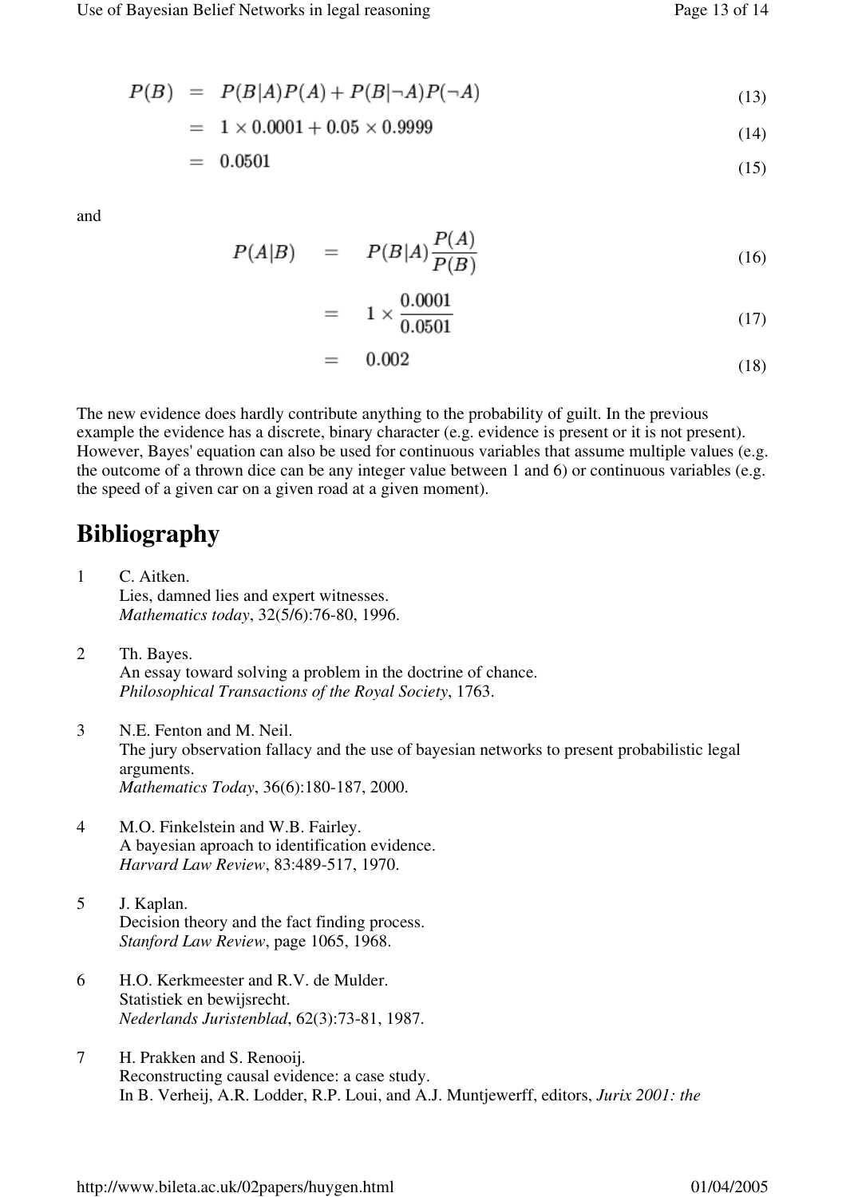$$
\begin{aligned}
P(B) &= P(B|A)P(A) + P(B|\neg A)P(\neg A) && (13) \\
&= 1 \times 0.0001 + 0.05 \times 0.9999 && (14) \\
&= 0.0501 && (15)
\end{aligned}
$$

and

$$
\begin{aligned}
P(A|B) &= P(B|A)\frac{P(A)}{P(B)} && (16) \\
&= 1 \times \frac{0.0001}{0.0501} && (17) \\
&= 0.002 && (18)
\end{aligned}
$$

The new evidence does hardly contribute anything to the probability of guilt. In the previous example the evidence has a discrete, binary character (e.g. evidence is present or it is not present). However, Bayes' equation can also be used for continuous variables that assume multiple values (e.g. the outcome of a thrown dice can be any integer value between 1 and 6) or continuous variables (e.g. the speed of a given car on a given road at a given moment).

# Bibliography

1. C. Aitken.
   Lies, damned lies and expert witnesses.
   *Mathematics today*, 32(5/6):76-80, 1996.

2. Th. Bayes.
   An essay toward solving a problem in the doctrine of chance.
   *Philosophical Transactions of the Royal Society*, 1763.

3. N.E. Fenton and M. Neil.
   The jury observation fallacy and the use of bayesian networks to present probabilistic legal arguments.
   *Mathematics Today*, 36(6):180-187, 2000.

4. M.O. Finkelstein and W.B. Fairley.
   A bayesian aproach to identification evidence.
   *Harvard Law Review*, 83:489-517, 1970.

5. J. Kaplan.
   Decision theory and the fact finding process.
   *Stanford Law Review*, page 1065, 1968.

6. H.O. Kerkmeester and R.V. de Mulder.
   Statistiek en bewijsrecht.
   *Nederlands Juristenblad*, 62(3):73-81, 1987.

7. H. Prakken and S. Renooij.
   Reconstructing causal evidence: a case study.
   In B. Verheij, A.R. Lodder, R.P. Loui, and A.J. Muntjewerff, editors, *Jurix 2001: the*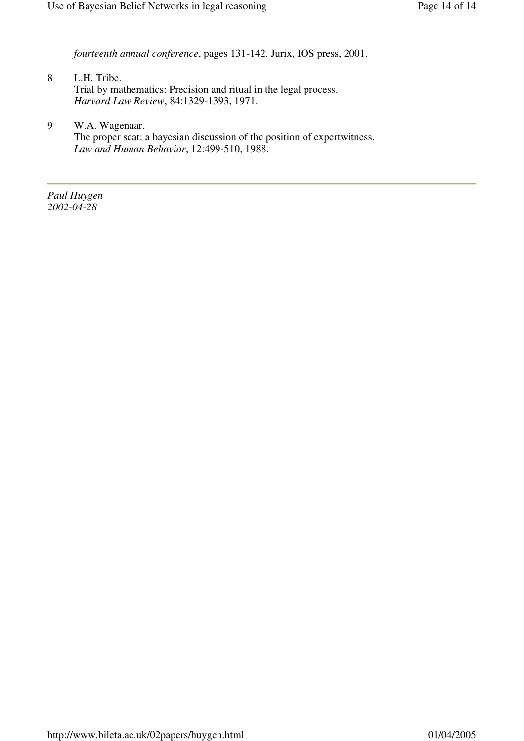*fourteenth annual conference*, pages 131-142. Jurix, IOS press, 2001.

8. L.H. Tribe.
   Trial by mathematics: Precision and ritual in the legal process.
   *Harvard Law Review*, 84:1329-1393, 1971.

9. W.A. Wagenaar.
   The proper seat: a bayesian discussion of the position of expertwitness.
   *Law and Human Behavior*, 12:499-510, 1988.

---

*Paul Huygen*
*2002-04-28*